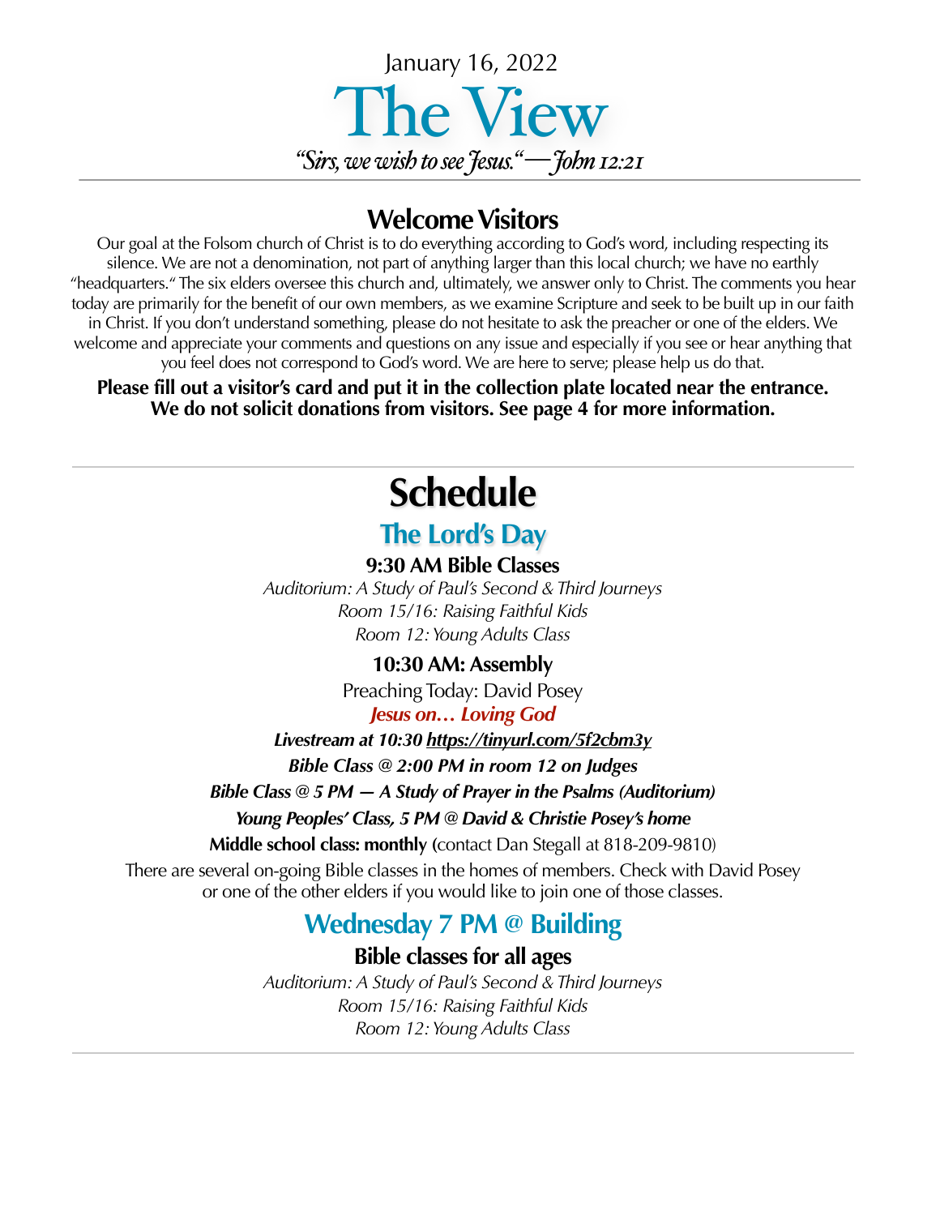January 16, 2022

# The View

*"Sirs, we wish to see Jesus."—John 12:21*

---

## Welcome Visitors

Our goal at the Folsom church of Christ is to do everything according to God's word, including respecting its silence. We are not a denomination, not part of anything larger than this local church; we have no earthly "headquarters." The six elders oversee this church and, ultimately, we answer only to Christ. The comments you hear today are primarily for the benefit of our own members, as we examine Scripture and seek to be built up in our faith in Christ. If you don't understand something, please do not hesitate to ask the preacher or one of the elders. We welcome and appreciate your comments and questions on any issue and especially if you see or hear anything that you feel does not correspond to God's word. We are here to serve; please help us do that.

**Please fill out a visitor's card and put it in the collection plate located near the entrance. We do not solicit donations from visitors. See page 4 for more information.**

---

# Schedule

## The Lord's Day

**9:30 AM Bible Classes**

*Auditorium: A Study of Paul's Second & Third Journeys*
*Room 15/16: Raising Faithful Kids*
*Room 12: Young Adults Class*

**10:30 AM: Assembly**

Preaching Today: David Posey

***Jesus on… Loving God***

***Livestream at 10:30 https://tinyurl.com/5f2cbm3y***

***Bible Class @ 2:00 PM in room 12 on Judges***

***Bible Class @ 5 PM — A Study of Prayer in the Psalms (Auditorium)***

***Young Peoples' Class, 5 PM @ David & Christie Posey's home***

**Middle school class: monthly** (contact Dan Stegall at 818-209-9810)

There are several on-going Bible classes in the homes of members. Check with David Posey or one of the other elders if you would like to join one of those classes.

## Wednesday 7 PM @ Building

**Bible classes for all ages**

*Auditorium: A Study of Paul's Second & Third Journeys*
*Room 15/16: Raising Faithful Kids*
*Room 12: Young Adults Class*

---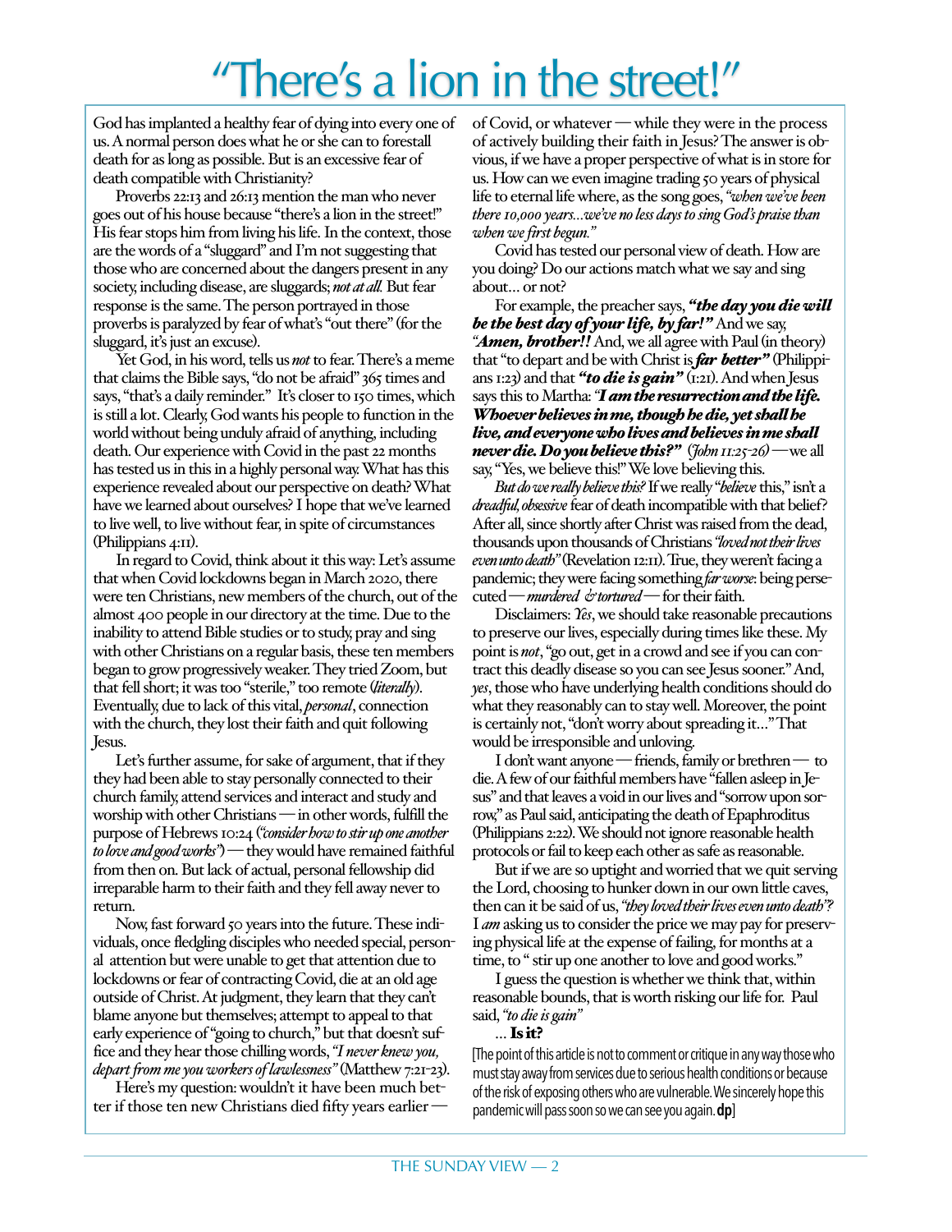# "There's a lion in the street!"

God has implanted a healthy fear of dying into every one of us. A normal person does what he or she can to forestall death for as long as possible. But is an excessive fear of death compatible with Christianity?

Proverbs 22:13 and 26:13 mention the man who never goes out of his house because "there's a lion in the street!" His fear stops him from living his life. In the context, those are the words of a "sluggard" and I'm not suggesting that those who are concerned about the dangers present in any society, including disease, are sluggards; *not at all.* But fear response is the same. The person portrayed in those proverbs is paralyzed by fear of what's "out there" (for the sluggard, it's just an excuse).

Yet God, in his word, tells us *not* to fear. There's a meme that claims the Bible says, "do not be afraid" 365 times and says, "that's a daily reminder." It's closer to 150 times, which is still a lot. Clearly, God wants his people to function in the world without being unduly afraid of anything, including death. Our experience with Covid in the past 22 months has tested us in this in a highly personal way. What has this experience revealed about our perspective on death? What have we learned about ourselves? I hope that we've learned to live well, to live without fear, in spite of circumstances (Philippians 4:11).

In regard to Covid, think about it this way: Let's assume that when Covid lockdowns began in March 2020, there were ten Christians, new members of the church, out of the almost 400 people in our directory at the time. Due to the inability to attend Bible studies or to study, pray and sing with other Christians on a regular basis, these ten members began to grow progressively weaker. They tried Zoom, but that fell short; it was too "sterile," too remote (*literally*). Eventually, due to lack of this vital, *personal*, connection with the church, they lost their faith and quit following Jesus.

Let's further assume, for sake of argument, that if they they had been able to stay personally connected to their church family, attend services and interact and study and worship with other Christians — in other words, fulfill the purpose of Hebrews 10:24 (*"consider how to stir up one another to love and good works"*) — they would have remained faithful from then on. But lack of actual, personal fellowship did irreparable harm to their faith and they fell away never to return.

Now, fast forward 50 years into the future. These individuals, once fledgling disciples who needed special, personal attention but were unable to get that attention due to lockdowns or fear of contracting Covid, die at an old age outside of Christ. At judgment, they learn that they can't blame anyone but themselves; attempt to appeal to that early experience of "going to church," but that doesn't suffice and they hear those chilling words, *"I never knew you, depart from me you workers of lawlessness"* (Matthew 7:21-23).

Here's my question: wouldn't it have been much better if those ten new Christians died fifty years earlier — of Covid, or whatever — while they were in the process of actively building their faith in Jesus? The answer is obvious, if we have a proper perspective of what is in store for us. How can we even imagine trading 50 years of physical life to eternal life where, as the song goes, *"when we've been there 10,000 years...we've no less days to sing God's praise than when we first begun."*

Covid has tested our personal view of death. How are you doing? Do our actions match what we say and sing about… or not?

For example, the preacher says, ***"the day you die will be the best day of your life, by far!"*** And we say, *"**Amen, brother!!** And, we all agree with Paul (in theory) that "to depart and be with Christ is ***far better"*** (Philippians 1:23) and that ***"to die is gain"*** (1:21). And when Jesus says this to Martha: *"**I am the resurrection and the life. Whoever believes in me, though he die, yet shall he live, and everyone who lives and believes in me shall never die. Do you believe this?"*** (*John 11:25-26*) — we all say, "Yes, we believe this!" We love believing this.

*But do we really believe this?* If we really "*believe* this," isn't a *dreadful, obsessive* fear of death incompatible with that belief? After all, since shortly after Christ was raised from the dead, thousands upon thousands of Christians *"loved not their lives even unto death"* (Revelation 12:11). True, they weren't facing a pandemic; they were facing something *far worse*: being persecuted — *murdered & tortured* — for their faith.

Disclaimers: *Yes*, we should take reasonable precautions to preserve our lives, especially during times like these. My point is *not*, "go out, get in a crowd and see if you can contract this deadly disease so you can see Jesus sooner." And, *yes*, those who have underlying health conditions should do what they reasonably can to stay well. Moreover, the point is certainly not, "don't worry about spreading it…" That would be irresponsible and unloving.

I don't want anyone — friends, family or brethren — to die. A few of our faithful members have "fallen asleep in Jesus" and that leaves a void in our lives and "sorrow upon sorrow," as Paul said, anticipating the death of Epaphroditus (Philippians 2:22). We should not ignore reasonable health protocols or fail to keep each other as safe as reasonable.

But if we are so uptight and worried that we quit serving the Lord, choosing to hunker down in our own little caves, then can it be said of us, *"they loved their lives even unto death"?* I *am* asking us to consider the price we may pay for preserving physical life at the expense of failing, for months at a time, to " stir up one another to love and good works."

I guess the question is whether we think that, within reasonable bounds, that is worth risking our life for. Paul said, *"to die is gain"*

… **Is it?**

[The point of this article is not to comment or critique in any way those who must stay away from services due to serious health conditions or because of the risk of exposing others who are vulnerable. We sincerely hope this pandemic will pass soon so we can see you again. **dp**]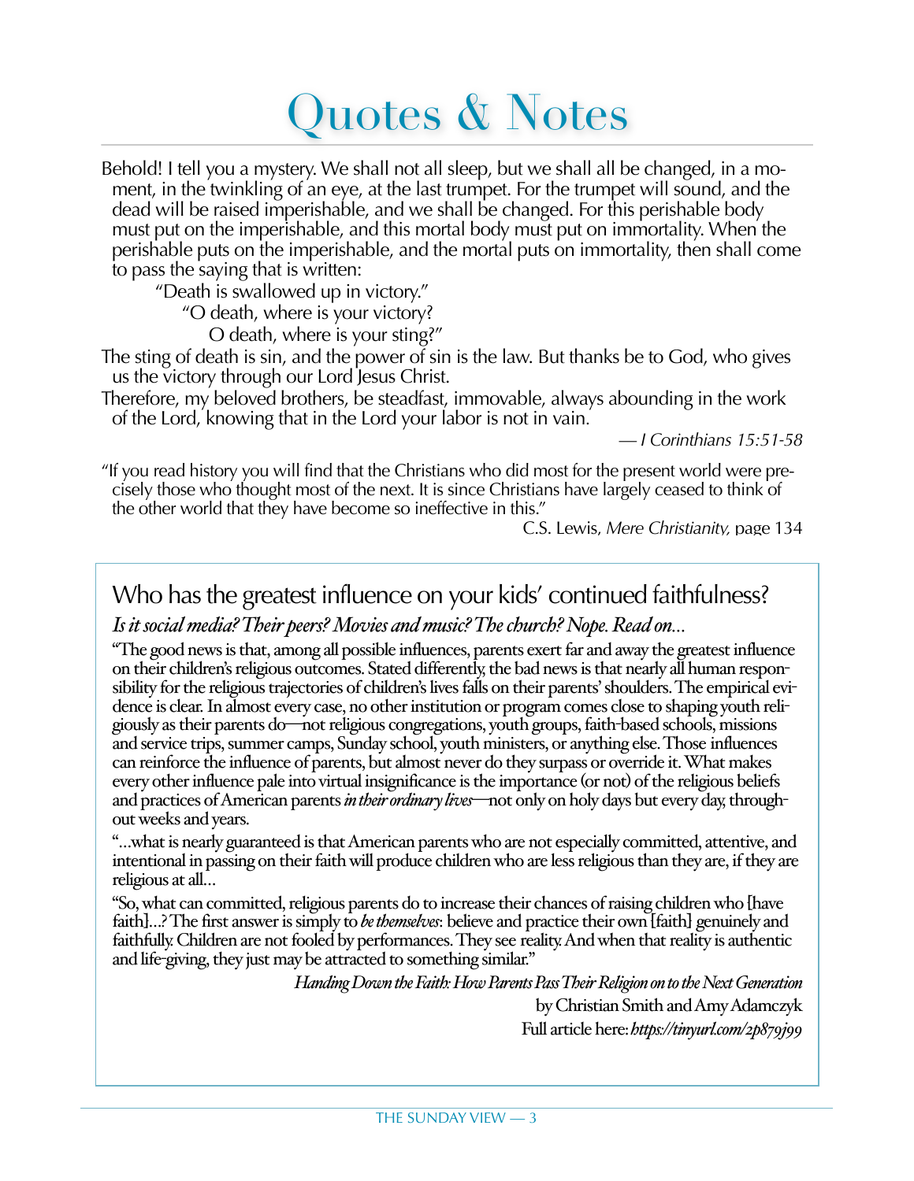# Quotes & Notes

Behold! I tell you a mystery. We shall not all sleep, but we shall all be changed, in a moment, in the twinkling of an eye, at the last trumpet. For the trumpet will sound, and the dead will be raised imperishable, and we shall be changed. For this perishable body must put on the imperishable, and this mortal body must put on immortality. When the perishable puts on the imperishable, and the mortal puts on immortality, then shall come to pass the saying that is written:

"Death is swallowed up in victory."
"O death, where is your victory?
O death, where is your sting?"

The sting of death is sin, and the power of sin is the law. But thanks be to God, who gives us the victory through our Lord Jesus Christ.

Therefore, my beloved brothers, be steadfast, immovable, always abounding in the work of the Lord, knowing that in the Lord your labor is not in vain.

— *I Corinthians 15:51-58*

"If you read history you will find that the Christians who did most for the present world were precisely those who thought most of the next. It is since Christians have largely ceased to think of the other world that they have become so ineffective in this."

C.S. Lewis, *Mere Christianity,* page 134

## Who has the greatest influence on your kids' continued faithfulness?

*Is it social media? Their peers? Movies and music? The church? Nope. Read on...*

"The good news is that, among all possible influences, parents exert far and away the greatest influence on their children's religious outcomes. Stated differently, the bad news is that nearly all human responsibility for the religious trajectories of children's lives falls on their parents' shoulders. The empirical evidence is clear. In almost every case, no other institution or program comes close to shaping youth religiously as their parents do—not religious congregations, youth groups, faith-based schools, missions and service trips, summer camps, Sunday school, youth ministers, or anything else. Those influences can reinforce the influence of parents, but almost never do they surpass or override it. What makes every other influence pale into virtual insignificance is the importance (or not) of the religious beliefs and practices of American parents *in their ordinary lives*—not only on holy days but every day, throughout weeks and years.

"...what is nearly guaranteed is that American parents who are not especially committed, attentive, and intentional in passing on their faith will produce children who are less religious than they are, if they are religious at all...

"So, what can committed, religious parents do to increase their chances of raising children who [have faith]...? The first answer is simply to *be themselves*: believe and practice their own [faith] genuinely and faithfully. Children are not fooled by performances. They see reality. And when that reality is authentic and life-giving, they just may be attracted to something similar."

*Handing Down the Faith: How Parents Pass Their Religion on to the Next Generation*
by Christian Smith and Amy Adamczyk
Full article here: *https://tinyurl.com/2p879j99*